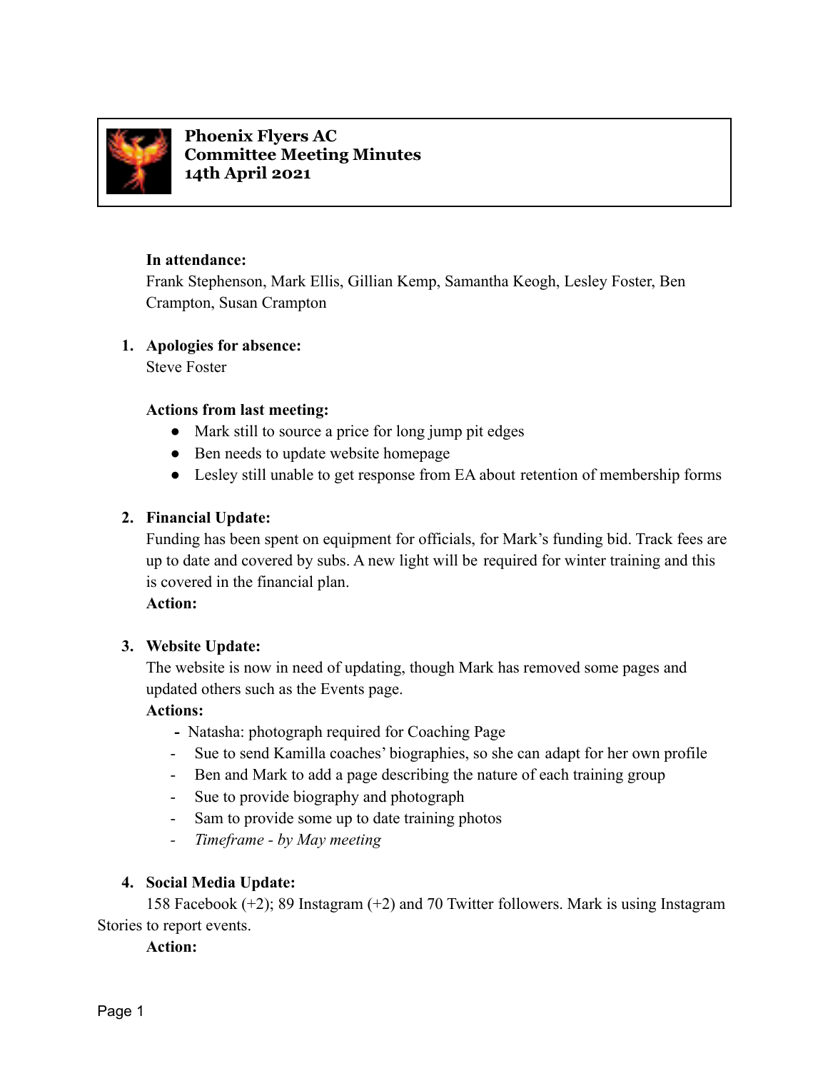**Phoenix Flyers AC**
**Committee Meeting Minutes**
**14th April 2021**

**In attendance:**
Frank Stephenson, Mark Ellis, Gillian Kemp, Samantha Keogh, Lesley Foster, Ben Crampton, Susan Crampton

1. **Apologies for absence:**
   Steve Foster

   **Actions from last meeting:**
   - Mark still to source a price for long jump pit edges
   - Ben needs to update website homepage
   - Lesley still unable to get response from EA about retention of membership forms

2. **Financial Update:**
   Funding has been spent on equipment for officials, for Mark's funding bid. Track fees are up to date and covered by subs. A new light will be required for winter training and this is covered in the financial plan.
   **Action:**

3. **Website Update:**
   The website is now in need of updating, though Mark has removed some pages and updated others such as the Events page.
   **Actions:**
   - Natasha: photograph required for Coaching Page
   - Sue to send Kamilla coaches' biographies, so she can adapt for her own profile
   - Ben and Mark to add a page describing the nature of each training group
   - Sue to provide biography and photograph
   - Sam to provide some up to date training photos
   - *Timeframe - by May meeting*

4. **Social Media Update:**
   158 Facebook (+2); 89 Instagram (+2) and 70 Twitter followers. Mark is using Instagram Stories to report events.
   **Action:**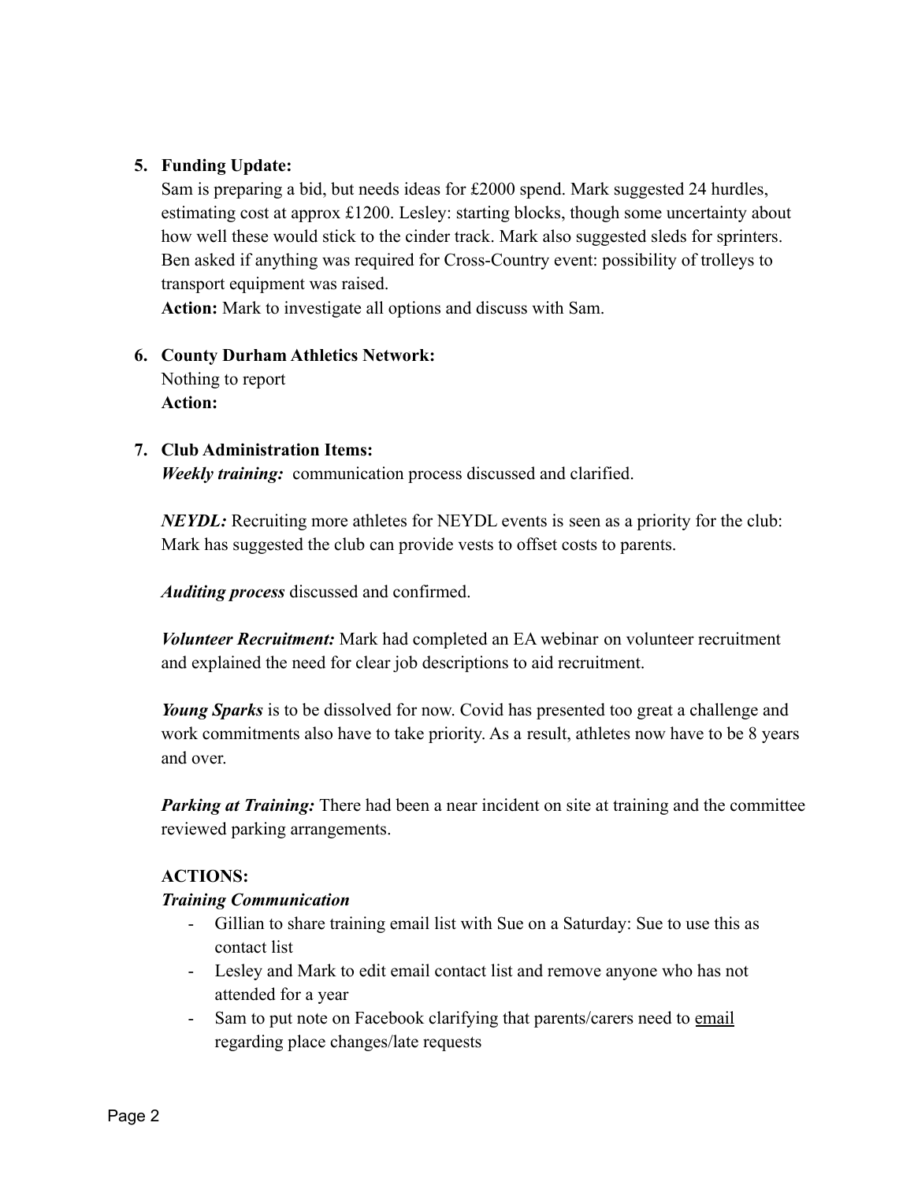5. **Funding Update:**
   Sam is preparing a bid, but needs ideas for £2000 spend. Mark suggested 24 hurdles, estimating cost at approx £1200. Lesley: starting blocks, though some uncertainty about how well these would stick to the cinder track. Mark also suggested sleds for sprinters. Ben asked if anything was required for Cross-Country event: possibility of trolleys to transport equipment was raised.
   **Action:** Mark to investigate all options and discuss with Sam.

6. **County Durham Athletics Network:**
   Nothing to report
   **Action:**

7. **Club Administration Items:**
   ***Weekly training:*** communication process discussed and clarified.

   ***NEYDL:*** Recruiting more athletes for NEYDL events is seen as a priority for the club: Mark has suggested the club can provide vests to offset costs to parents.

   ***Auditing process*** discussed and confirmed.

   ***Volunteer Recruitment:*** Mark had completed an EA webinar on volunteer recruitment and explained the need for clear job descriptions to aid recruitment.

   ***Young Sparks*** is to be dissolved for now. Covid has presented too great a challenge and work commitments also have to take priority. As a result, athletes now have to be 8 years and over.

   ***Parking at Training:*** There had been a near incident on site at training and the committee reviewed parking arrangements.

   **ACTIONS:**
   ***Training Communication***
   - Gillian to share training email list with Sue on a Saturday: Sue to use this as contact list
   - Lesley and Mark to edit email contact list and remove anyone who has not attended for a year
   - Sam to put note on Facebook clarifying that parents/carers need to email regarding place changes/late requests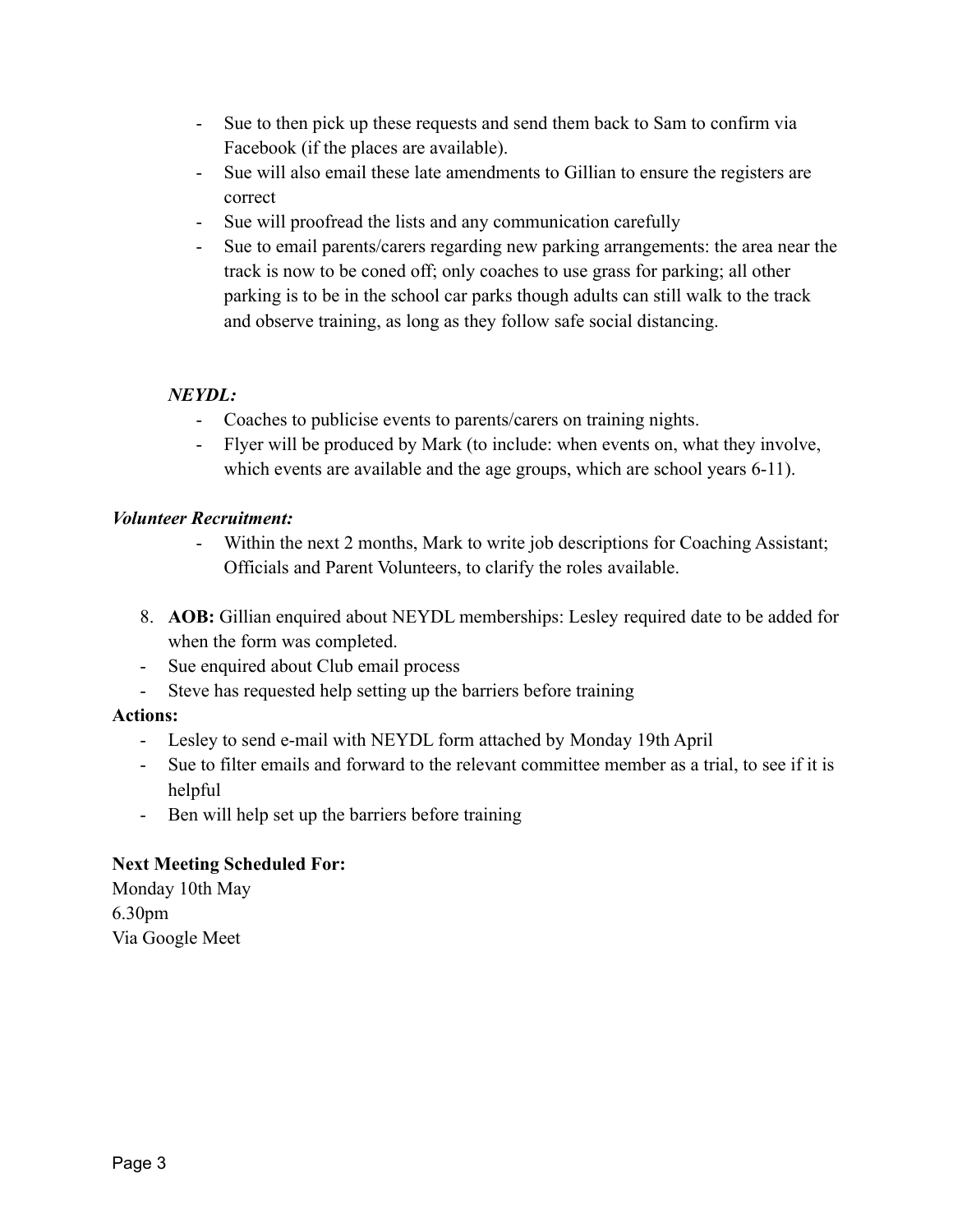- Sue to then pick up these requests and send them back to Sam to confirm via Facebook (if the places are available).
- Sue will also email these late amendments to Gillian to ensure the registers are correct
- Sue will proofread the lists and any communication carefully
- Sue to email parents/carers regarding new parking arrangements: the area near the track is now to be coned off; only coaches to use grass for parking; all other parking is to be in the school car parks though adults can still walk to the track and observe training, as long as they follow safe social distancing.

***NEYDL:***

- Coaches to publicise events to parents/carers on training nights.
- Flyer will be produced by Mark (to include: when events on, what they involve, which events are available and the age groups, which are school years 6-11).

***Volunteer Recruitment:***

- Within the next 2 months, Mark to write job descriptions for Coaching Assistant; Officials and Parent Volunteers, to clarify the roles available.

8. **AOB:** Gillian enquired about NEYDL memberships: Lesley required date to be added for when the form was completed.

- Sue enquired about Club email process
- Steve has requested help setting up the barriers before training

**Actions:**

- Lesley to send e-mail with NEYDL form attached by Monday 19th April
- Sue to filter emails and forward to the relevant committee member as a trial, to see if it is helpful
- Ben will help set up the barriers before training

**Next Meeting Scheduled For:**

Monday 10th May
6.30pm
Via Google Meet